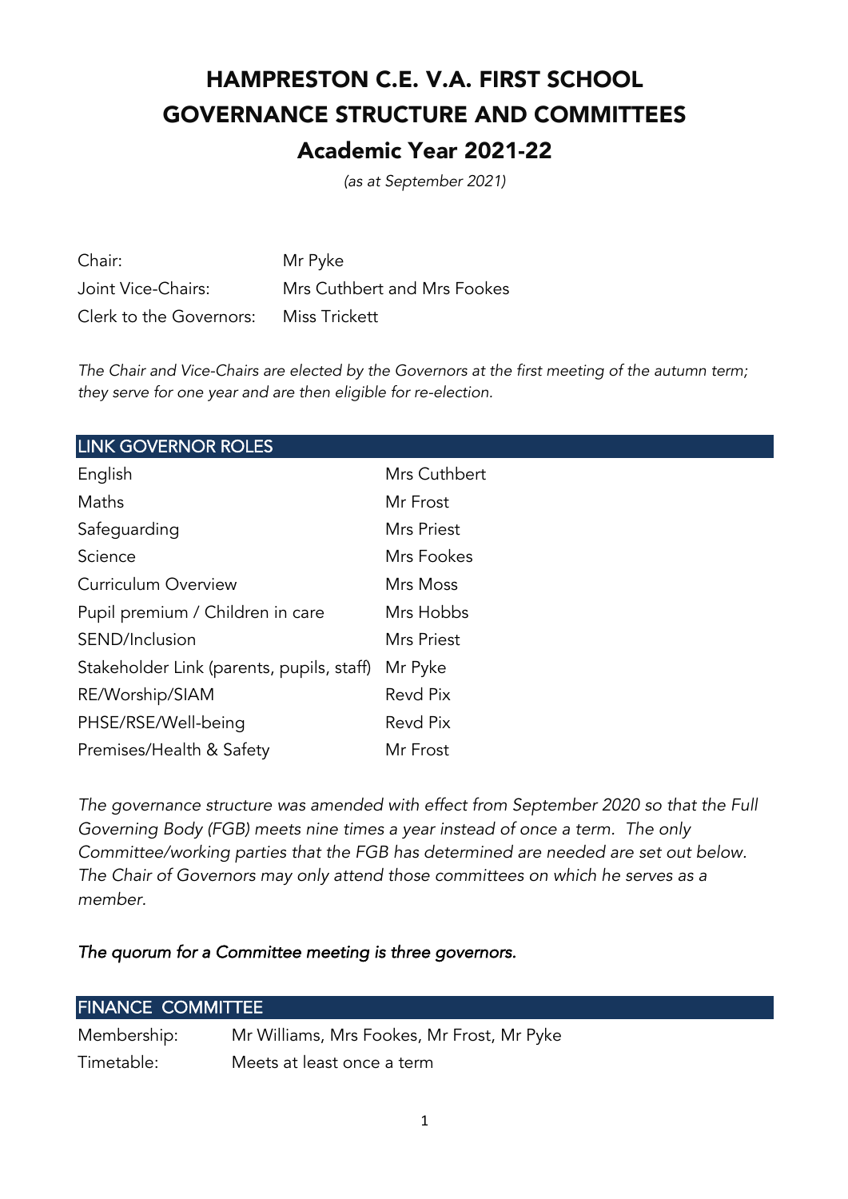# HAMPRESTON C.E. V.A. FIRST SCHOOL
# GOVERNANCE STRUCTURE AND COMMITTEES
## Academic Year 2021-22

*(as at September 2021)*

| | |
|---|---|
| Chair: | Mr Pyke |
| Joint Vice-Chairs: | Mrs Cuthbert and Mrs Fookes |
| Clerk to the Governors: | Miss Trickett |

*The Chair and Vice-Chairs are elected by the Governors at the first meeting of the autumn term; they serve for one year and are then eligible for re-election.*

| LINK GOVERNOR ROLES | |
|---|---|
| English | Mrs Cuthbert |
| Maths | Mr Frost |
| Safeguarding | Mrs Priest |
| Science | Mrs Fookes |
| Curriculum Overview | Mrs Moss |
| Pupil premium / Children in care | Mrs Hobbs |
| SEND/Inclusion | Mrs Priest |
| Stakeholder Link (parents, pupils, staff) | Mr Pyke |
| RE/Worship/SIAM | Revd Pix |
| PHSE/RSE/Well-being | Revd Pix |
| Premises/Health & Safety | Mr Frost |

*The governance structure was amended with effect from September 2020 so that the Full Governing Body (FGB) meets nine times a year instead of once a term. The only Committee/working parties that the FGB has determined are needed are set out below. The Chair of Governors may only attend those committees on which he serves as a member.*

*The quorum for a Committee meeting is three governors.*

| FINANCE COMMITTEE | |
|---|---|
| Membership: | Mr Williams, Mrs Fookes, Mr Frost, Mr Pyke |
| Timetable: | Meets at least once a term |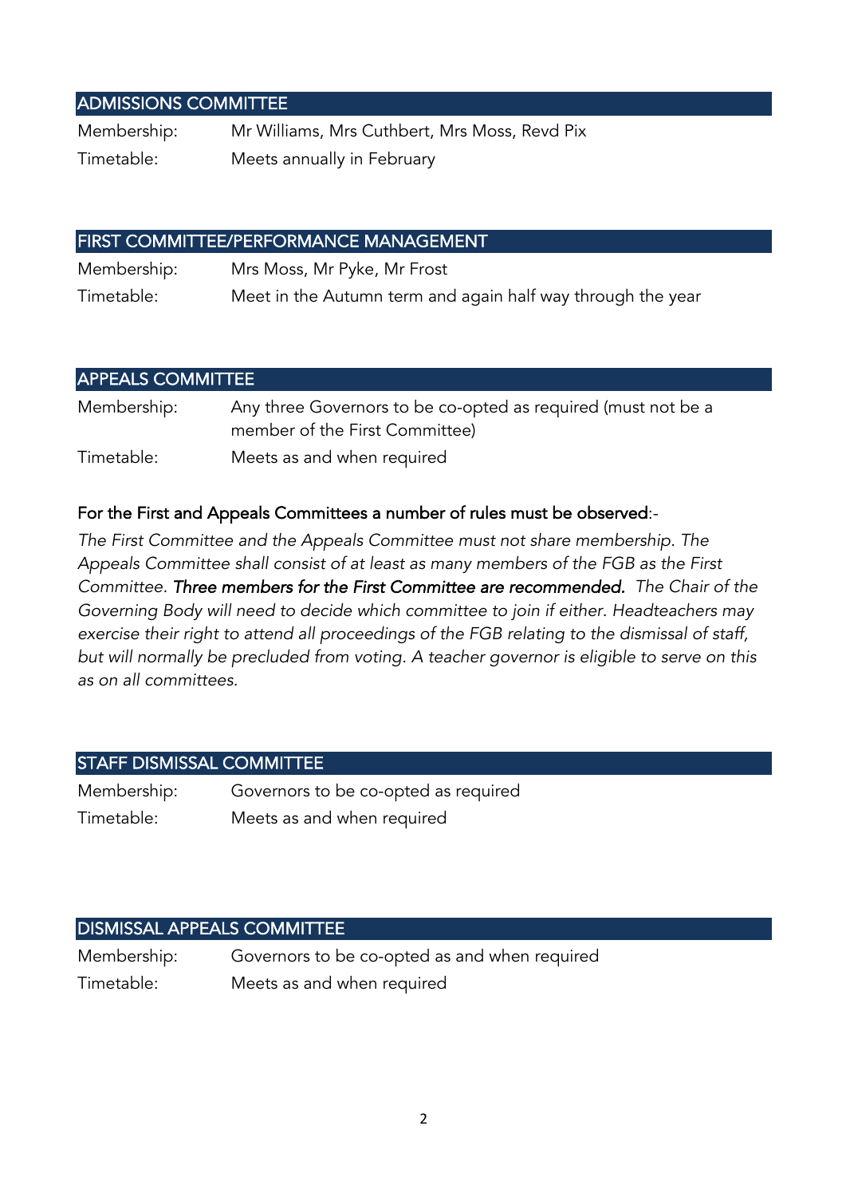## ADMISSIONS COMMITTEE

Membership: Mr Williams, Mrs Cuthbert, Mrs Moss, Revd Pix

Timetable: Meets annually in February

## FIRST COMMITTEE/PERFORMANCE MANAGEMENT

Membership: Mrs Moss, Mr Pyke, Mr Frost

Timetable: Meet in the Autumn term and again half way through the year

## APPEALS COMMITTEE

Membership: Any three Governors to be co-opted as required (must not be a member of the First Committee)

Timetable: Meets as and when required

For the First and Appeals Committees a number of rules must be observed:-

*The First Committee and the Appeals Committee must not share membership. The Appeals Committee shall consist of at least as many members of the FGB as the First Committee.* ***Three members for the First Committee are recommended.*** *The Chair of the Governing Body will need to decide which committee to join if either. Headteachers may exercise their right to attend all proceedings of the FGB relating to the dismissal of staff, but will normally be precluded from voting. A teacher governor is eligible to serve on this as on all committees.*

## STAFF DISMISSAL COMMITTEE

Membership: Governors to be co-opted as required

Timetable: Meets as and when required

## DISMISSAL APPEALS COMMITTEE

Membership: Governors to be co-opted as and when required

Timetable: Meets as and when required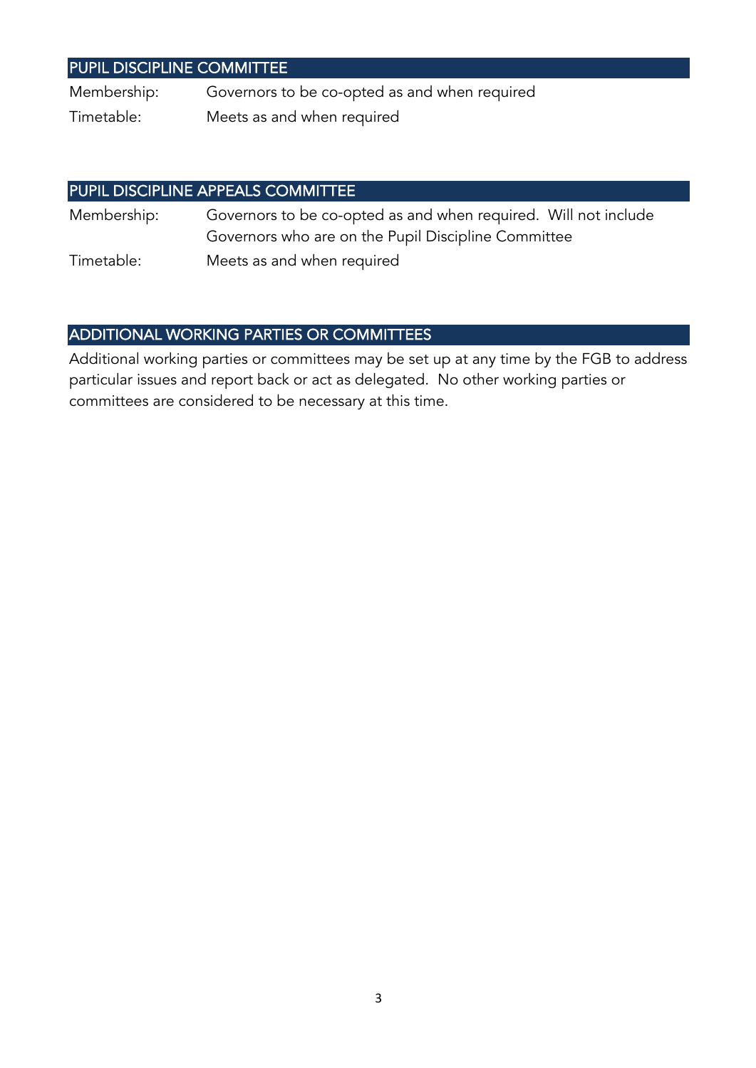## PUPIL DISCIPLINE COMMITTEE

| | |
|---|---|
| Membership: | Governors to be co-opted as and when required |
| Timetable: | Meets as and when required |

## PUPIL DISCIPLINE APPEALS COMMITTEE

| | |
|---|---|
| Membership: | Governors to be co-opted as and when required. Will not include Governors who are on the Pupil Discipline Committee |
| Timetable: | Meets as and when required |

## ADDITIONAL WORKING PARTIES OR COMMITTEES

Additional working parties or committees may be set up at any time by the FGB to address particular issues and report back or act as delegated. No other working parties or committees are considered to be necessary at this time.